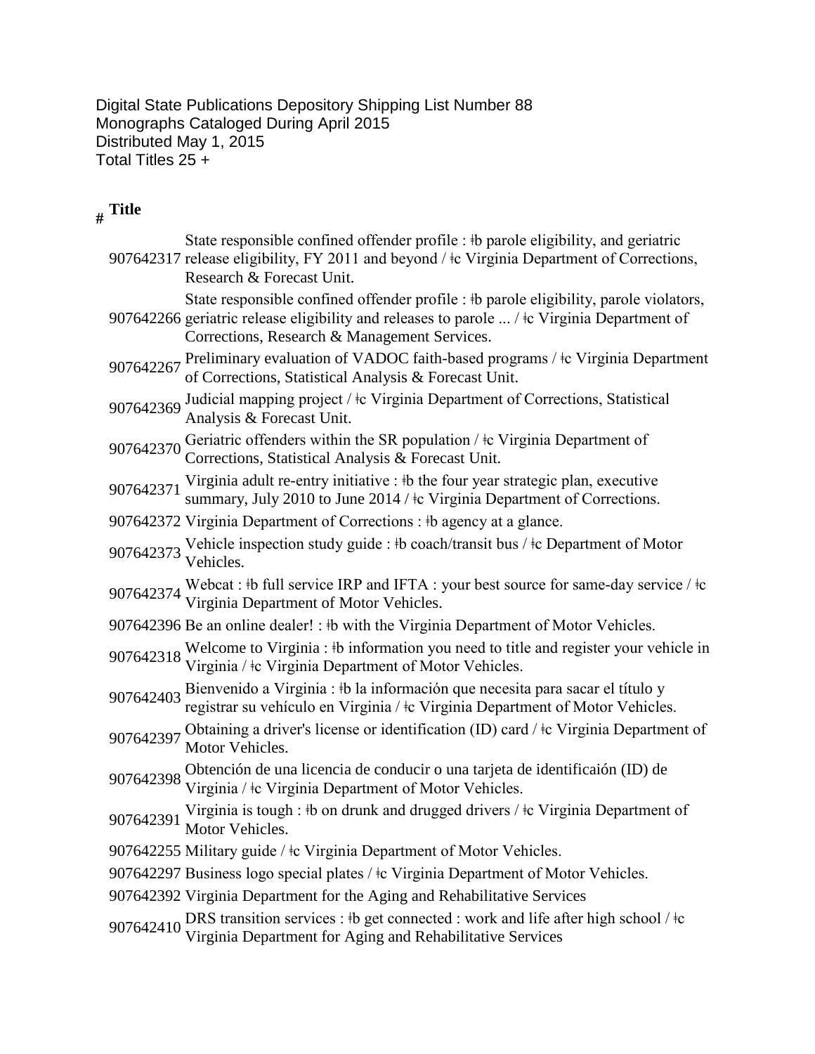Digital State Publications Depository Shipping List Number 88
Monographs Cataloged During April 2015
Distributed May 1, 2015
Total Titles 25 +

| # | Title |
|---|---|
| 907642317 | State responsible confined offender profile : ǂb parole eligibility, and geriatric release eligibility, FY 2011 and beyond / ǂc Virginia Department of Corrections, Research & Forecast Unit. |
| 907642266 | State responsible confined offender profile : ǂb parole eligibility, parole violators, geriatric release eligibility and releases to parole ... / ǂc Virginia Department of Corrections, Research & Management Services. |
| 907642267 | Preliminary evaluation of VADOC faith-based programs / ǂc Virginia Department of Corrections, Statistical Analysis & Forecast Unit. |
| 907642369 | Judicial mapping project / ǂc Virginia Department of Corrections, Statistical Analysis & Forecast Unit. |
| 907642370 | Geriatric offenders within the SR population / ǂc Virginia Department of Corrections, Statistical Analysis & Forecast Unit. |
| 907642371 | Virginia adult re-entry initiative : ǂb the four year strategic plan, executive summary, July 2010 to June 2014 / ǂc Virginia Department of Corrections. |
| 907642372 | Virginia Department of Corrections : ǂb agency at a glance. |
| 907642373 | Vehicle inspection study guide : ǂb coach/transit bus / ǂc Department of Motor Vehicles. |
| 907642374 | Webcat : ǂb full service IRP and IFTA : your best source for same-day service / ǂc Virginia Department of Motor Vehicles. |
| 907642396 | Be an online dealer! : ǂb with the Virginia Department of Motor Vehicles. |
| 907642318 | Welcome to Virginia : ǂb information you need to title and register your vehicle in Virginia / ǂc Virginia Department of Motor Vehicles. |
| 907642403 | Bienvenido a Virginia : ǂb la información que necesita para sacar el título y registrar su vehículo en Virginia / ǂc Virginia Department of Motor Vehicles. |
| 907642397 | Obtaining a driver's license or identification (ID) card / ǂc Virginia Department of Motor Vehicles. |
| 907642398 | Obtención de una licencia de conducir o una tarjeta de identificaión (ID) de Virginia / ǂc Virginia Department of Motor Vehicles. |
| 907642391 | Virginia is tough : ǂb on drunk and drugged drivers / ǂc Virginia Department of Motor Vehicles. |
| 907642255 | Military guide / ǂc Virginia Department of Motor Vehicles. |
| 907642297 | Business logo special plates / ǂc Virginia Department of Motor Vehicles. |
| 907642392 | Virginia Department for the Aging and Rehabilitative Services |
| 907642410 | DRS transition services : ǂb get connected : work and life after high school / ǂc Virginia Department for Aging and Rehabilitative Services |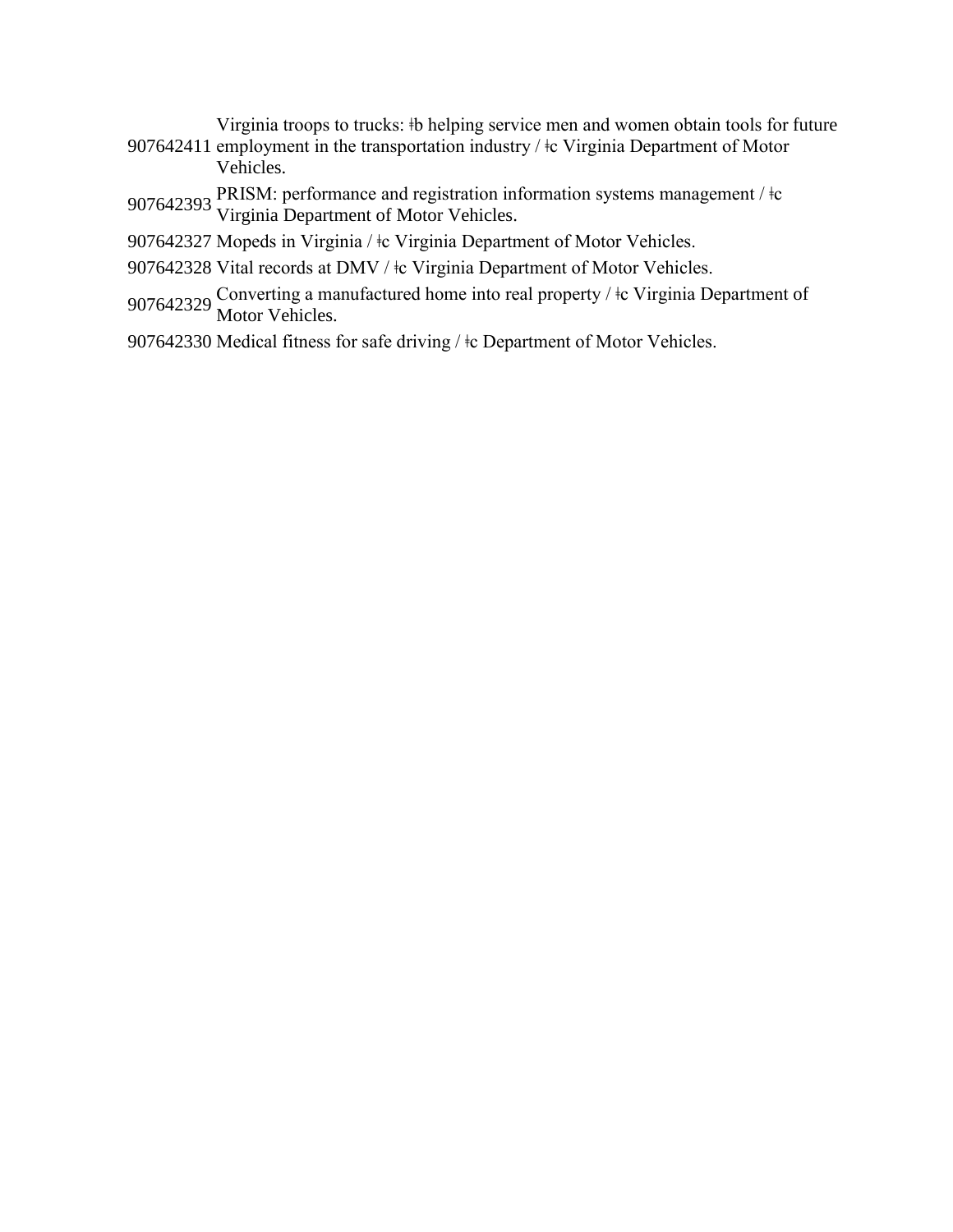| | |
|---|---|
| 907642411 | Virginia troops to trucks: ǂb helping service men and women obtain tools for future employment in the transportation industry / ǂc Virginia Department of Motor Vehicles. |
| 907642393 | PRISM: performance and registration information systems management / ǂc Virginia Department of Motor Vehicles. |
| 907642327 | Mopeds in Virginia / ǂc Virginia Department of Motor Vehicles. |
| 907642328 | Vital records at DMV / ǂc Virginia Department of Motor Vehicles. |
| 907642329 | Converting a manufactured home into real property / ǂc Virginia Department of Motor Vehicles. |
| 907642330 | Medical fitness for safe driving / ǂc Department of Motor Vehicles. |